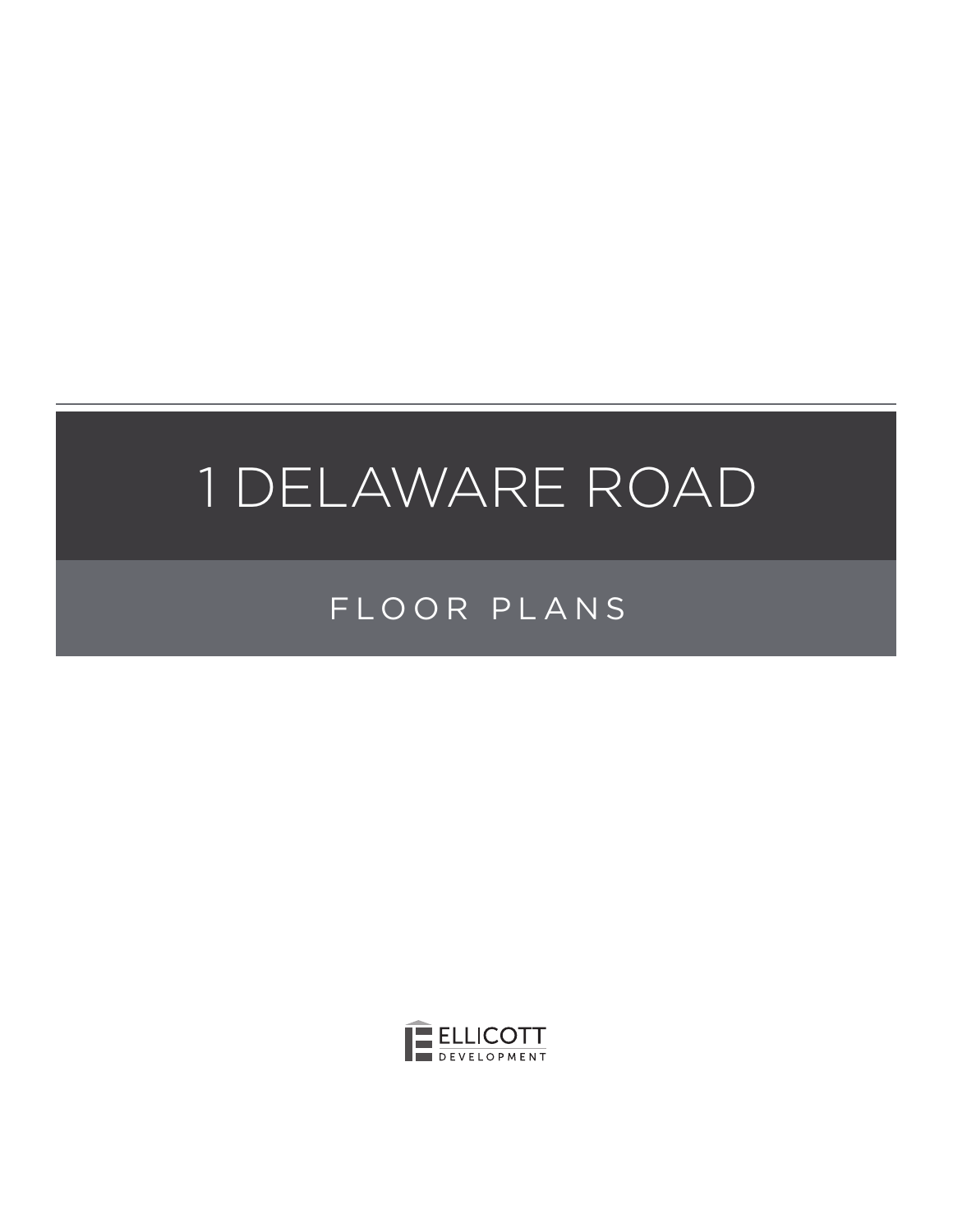# 1 DELAWARE ROAD

## FLOOR PLANS

ELLICOTT DEVELOPMENT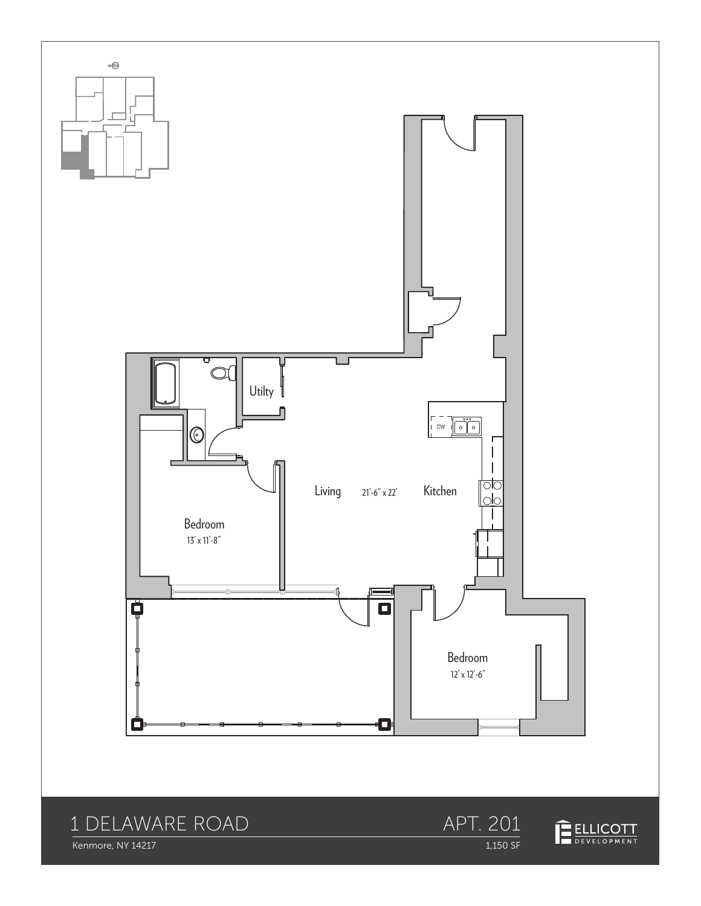Utilty

DW

Living 21'-6" x 22'

Kitchen

Bedroom
13' x 11'-8"

Bedroom
12' x 12'-6"

# 1 DELAWARE ROAD

Kenmore, NY 14217

## APT. 201

1,150 SF

ELLICOTT DEVELOPMENT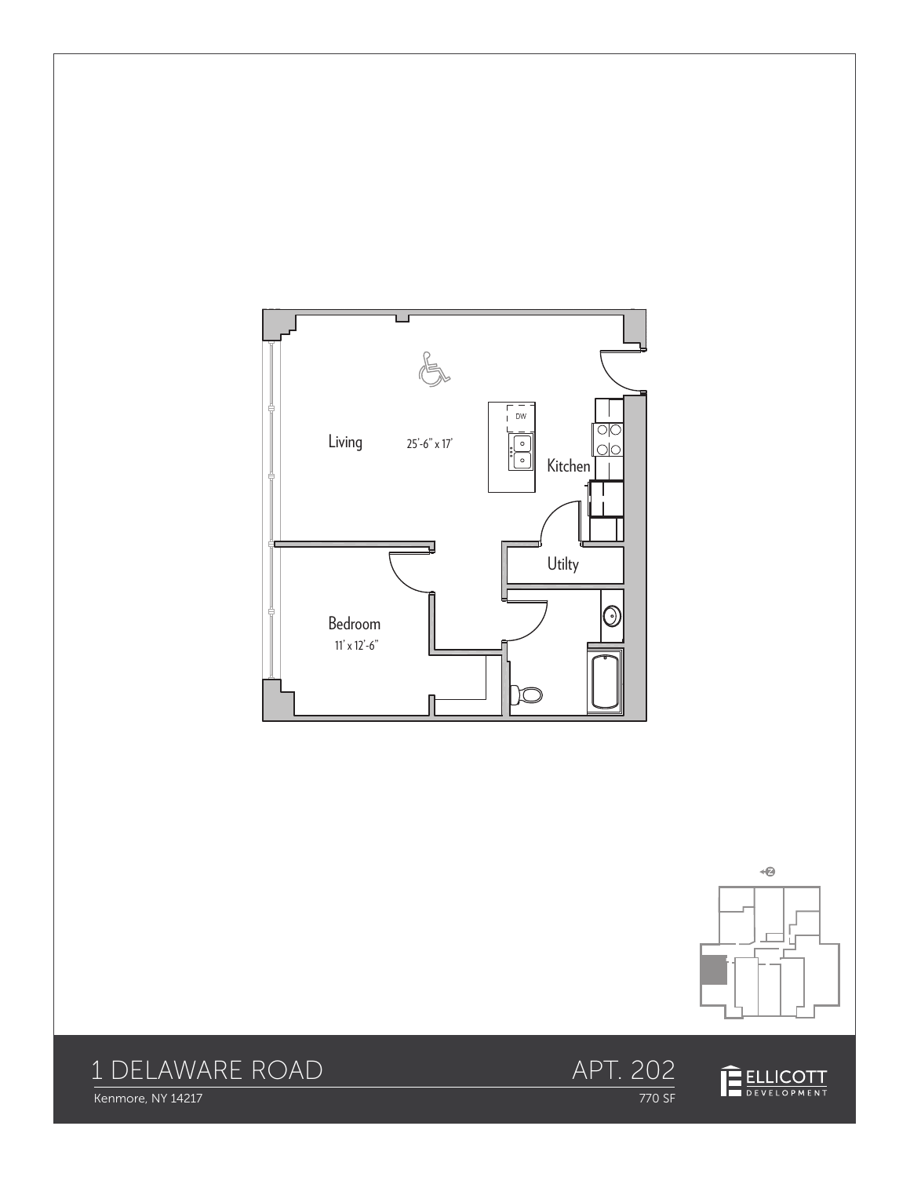Living 25'-6" x 17'

Kitchen

Utilty

Bedroom 11' x 12'-6"

# 1 DELAWARE ROAD

Kenmore, NY 14217

# APT. 202

770 SF

ELLICOTT DEVELOPMENT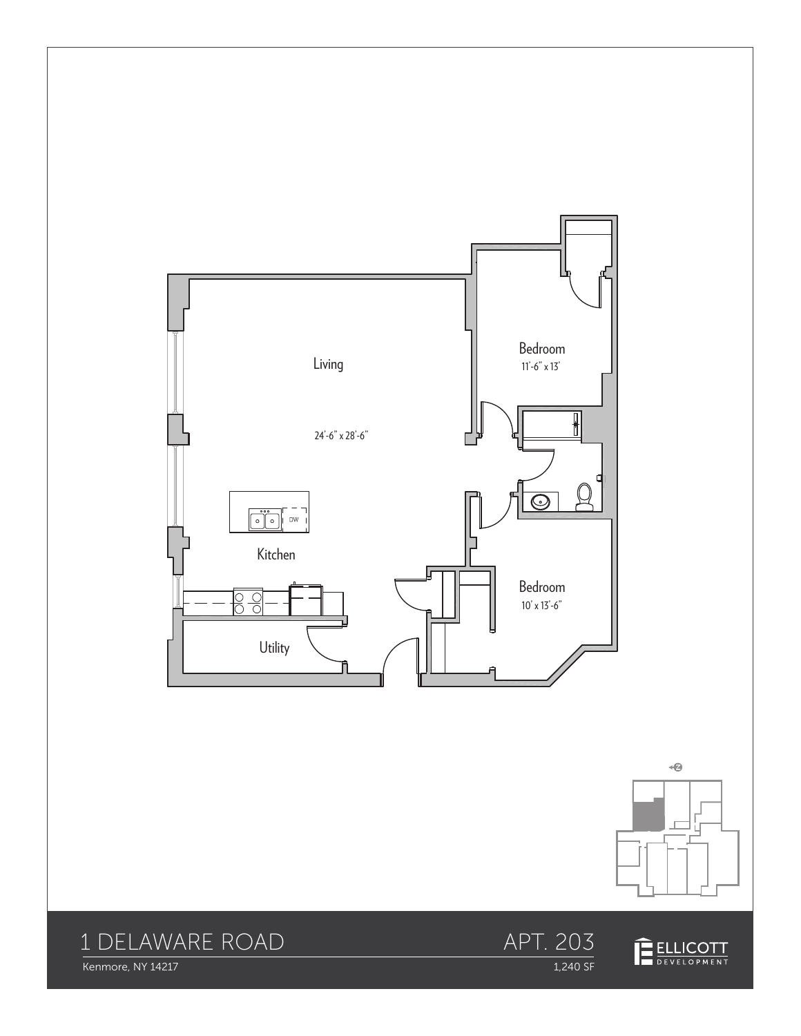Living

24'-6" x 28'-6"

Kitchen

DW

Utility

Bedroom

11'-6" x 13'

Bedroom

10' x 13'-6"

# 1 DELAWARE ROAD

Kenmore, NY 14217

## APT. 203

1,240 SF

ELLICOTT DEVELOPMENT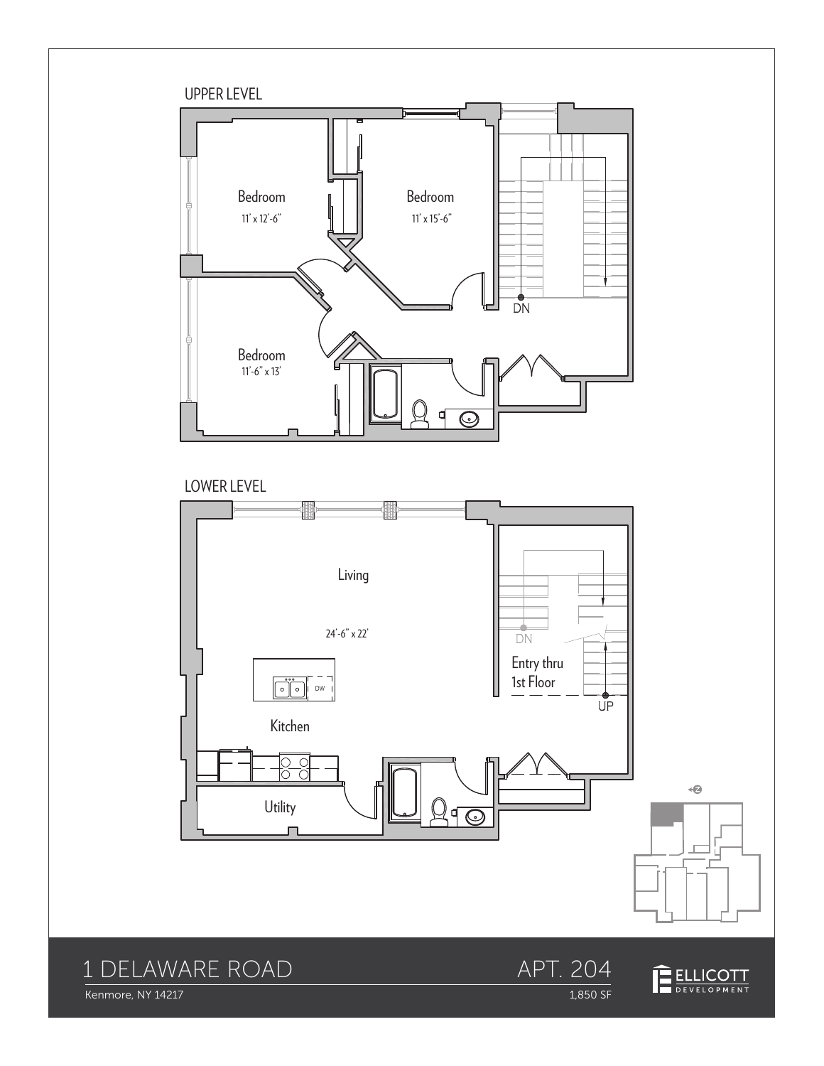## UPPER LEVEL

Bedroom
11' x 12'-6"

Bedroom
11' x 15'-6"

Bedroom
11'-6" x 13'

DN

## LOWER LEVEL

Living

24'-6" x 22'

DW

Kitchen

Utility

DN

Entry thru
1st Floor

UP

# 1 DELAWARE ROAD

Kenmore, NY 14217

# APT. 204

1,850 SF

ELLICOTT DEVELOPMENT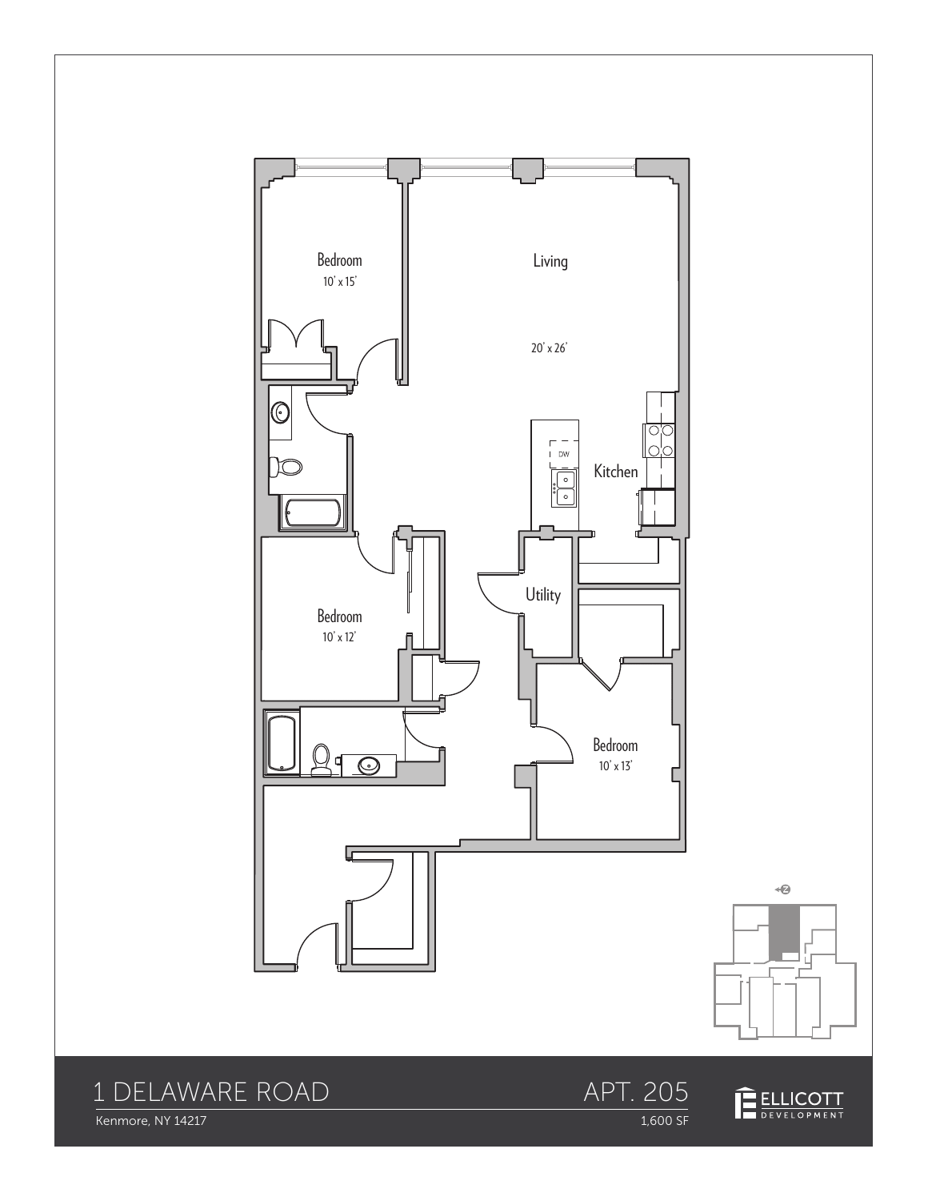Bedroom
10' x 15'

Living

20' x 26'

DW

Kitchen

Utility

Bedroom
10' x 12'

Bedroom
10' x 13'

# 1 DELAWARE ROAD

Kenmore, NY 14217

## APT. 205

1,600 SF

ELLICOTT DEVELOPMENT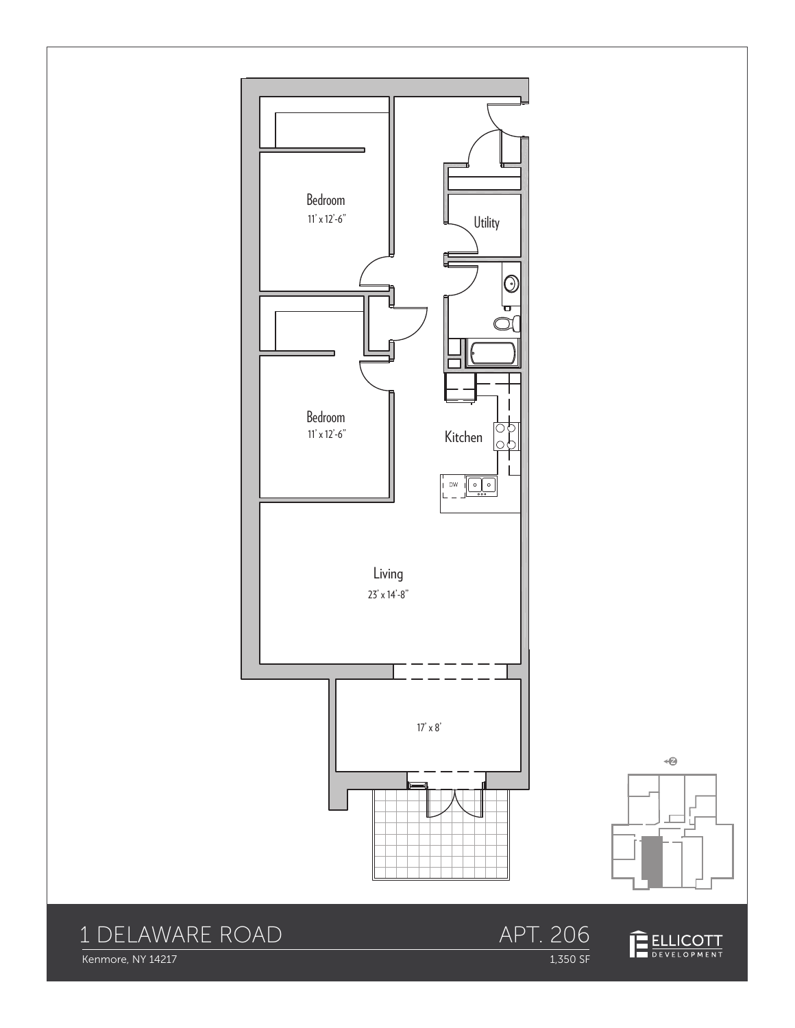Bedroom
11' x 12'-6"

Utility

Bedroom
11' x 12'-6"

Kitchen

DW

Living
23' x 14'-8"

17' x 8'

# 1 DELAWARE ROAD

Kenmore, NY 14217

## APT. 206

1,350 SF

ELLICOTT DEVELOPMENT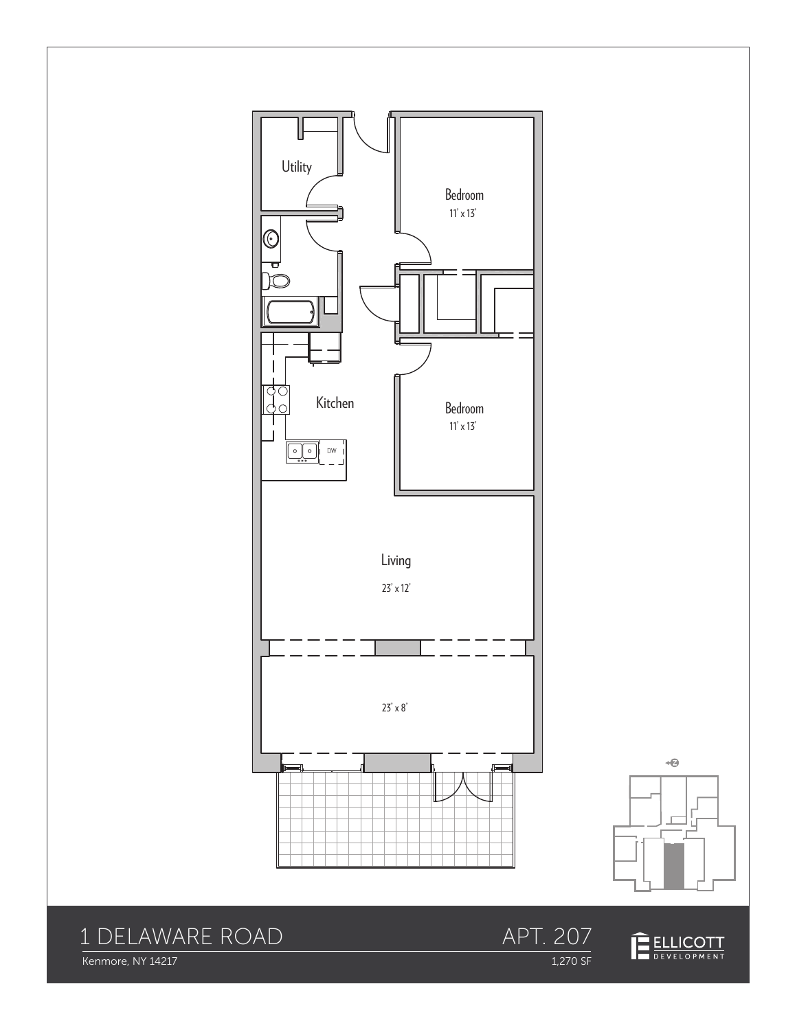Utility

Bedroom
11' x 13'

Bedroom
11' x 13'

Kitchen

DW

Living
23' x 12'

23' x 8'

# 1 DELAWARE ROAD

Kenmore, NY 14217

## APT. 207

1,270 SF

ELLICOTT DEVELOPMENT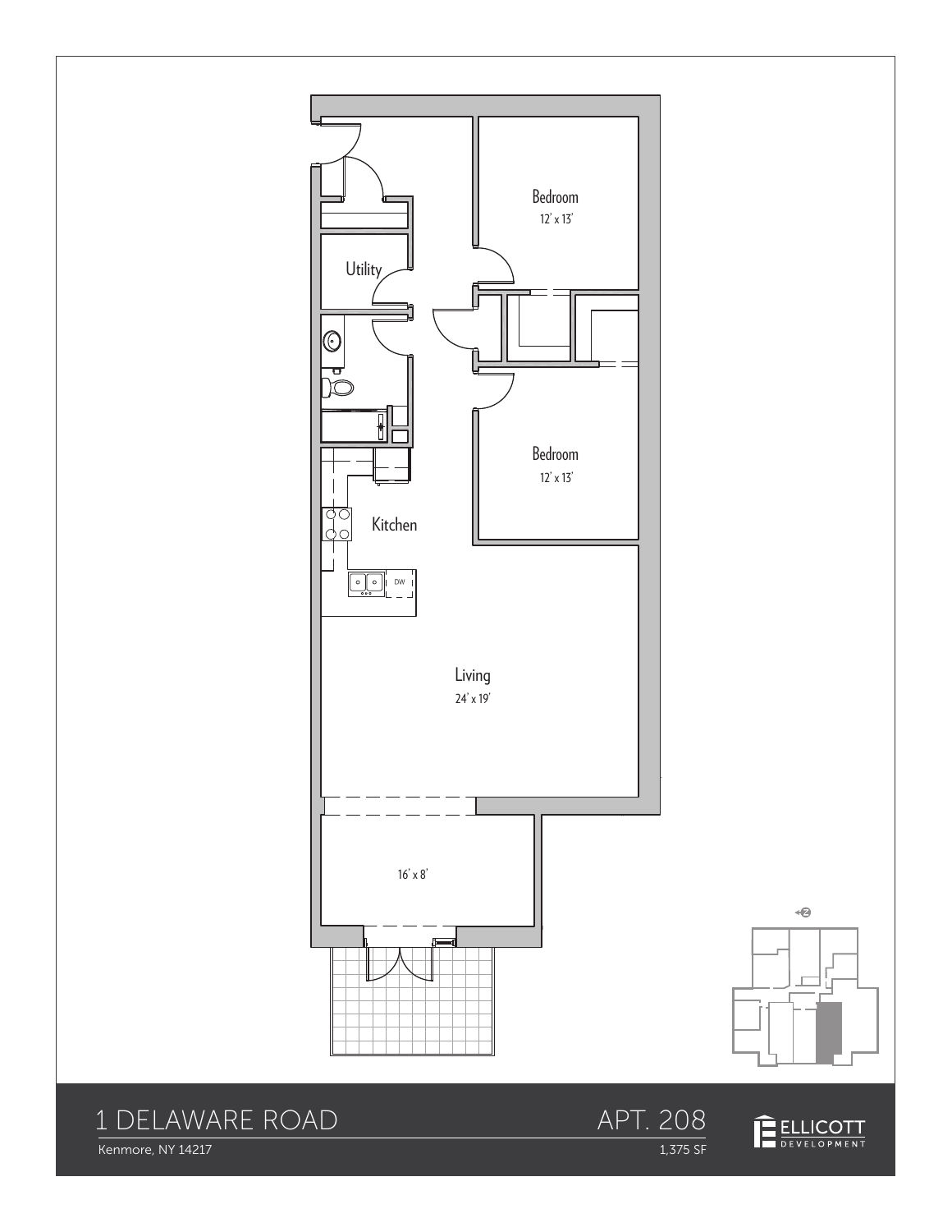Bedroom
12' x 13'

Utility

Bedroom
12' x 13'

Kitchen

DW

Living
24' x 19'

16' x 8'

# 1 DELAWARE ROAD

Kenmore, NY 14217

## APT. 208

1,375 SF

ELLICOTT DEVELOPMENT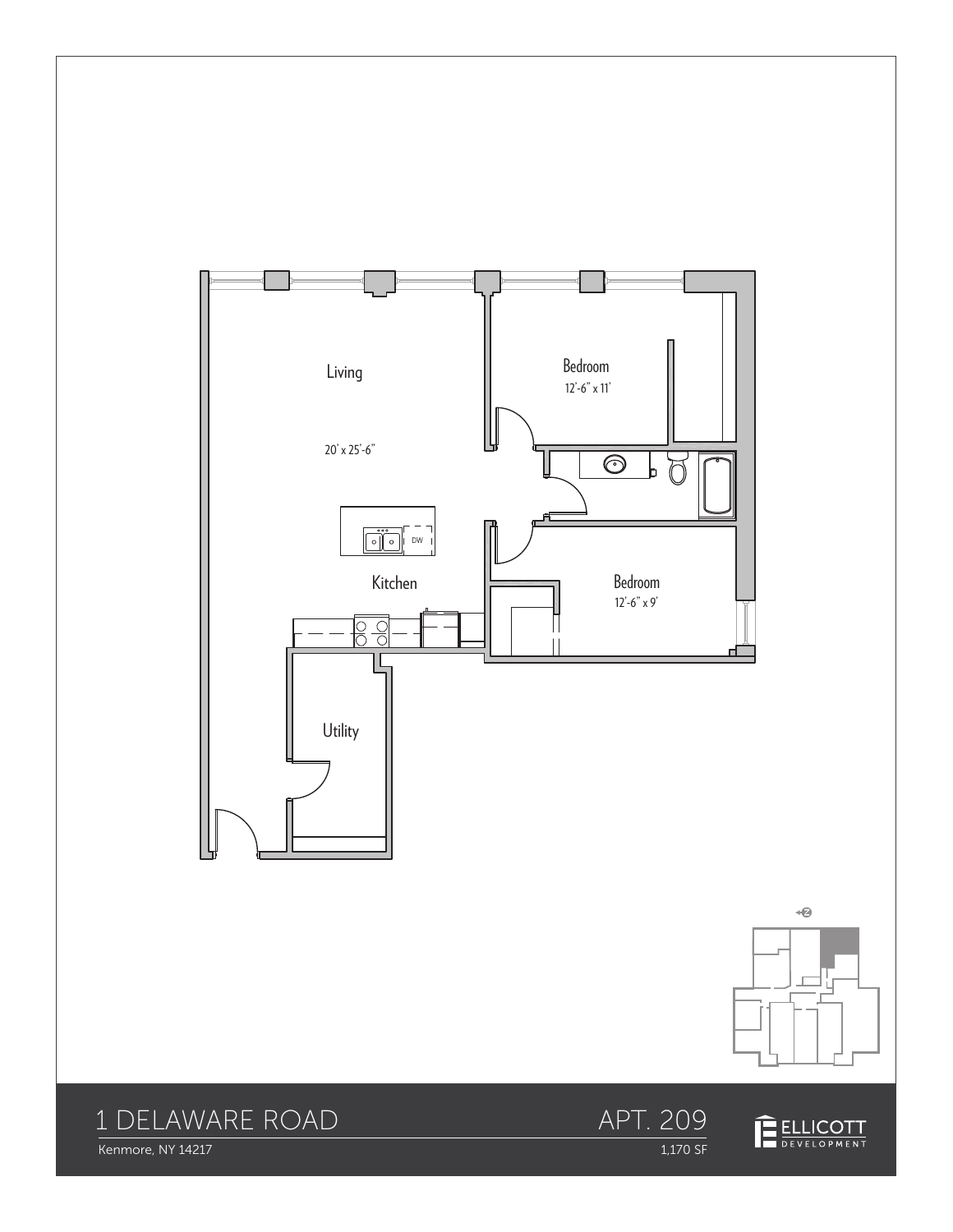Living

20' x 25'-6"

Bedroom

12'-6" x 11'

Kitchen

DW

Bedroom

12'-6" x 9'

Utility

# 1 DELAWARE ROAD

Kenmore, NY 14217

## APT. 209

1,170 SF

ELLICOTT DEVELOPMENT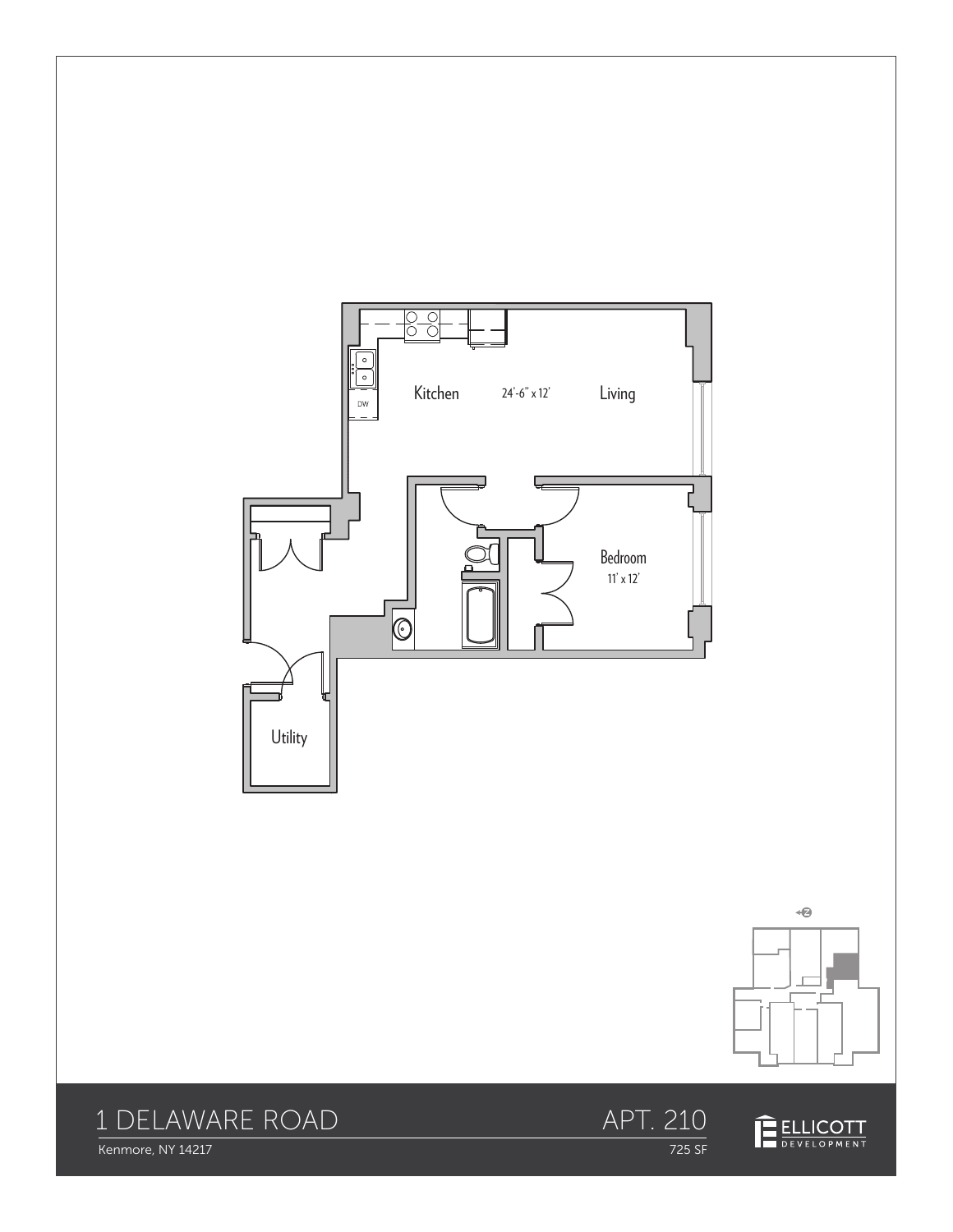Kitchen 24'-6" x 12' Living

DW

Bedroom 11' x 12'

Utility

# 1 DELAWARE ROAD

Kenmore, NY 14217

# APT. 210

725 SF

ELLICOTT DEVELOPMENT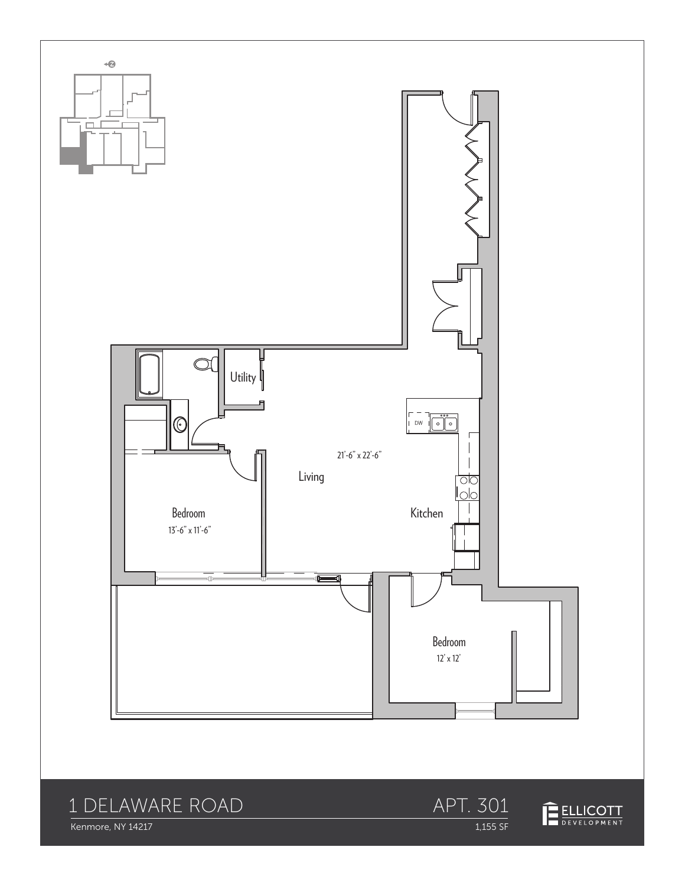Utility

21'-6" x 22'-6"

Living

Kitchen

DW

Bedroom

13'-6" x 11'-6"

Bedroom

12' x 12'

# 1 DELAWARE ROAD

Kenmore, NY 14217

## APT. 301

1,155 SF

ELLICOTT DEVELOPMENT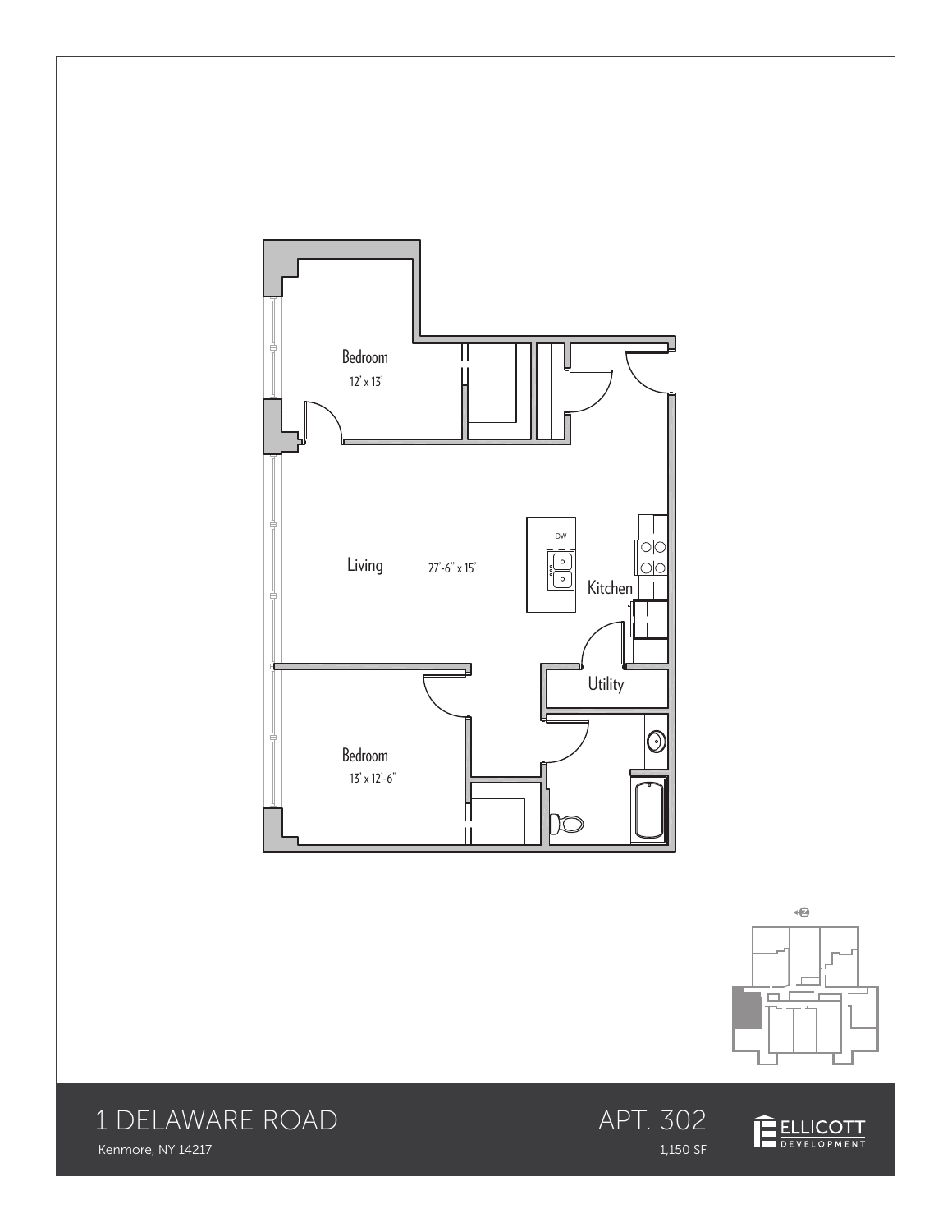Bedroom

12' x 13'

Living

27'-6" x 15'

DW

Kitchen

Utility

Bedroom

13' x 12'-6"

# 1 DELAWARE ROAD

Kenmore, NY 14217

## APT. 302

1,150 SF

ELLICOTT DEVELOPMENT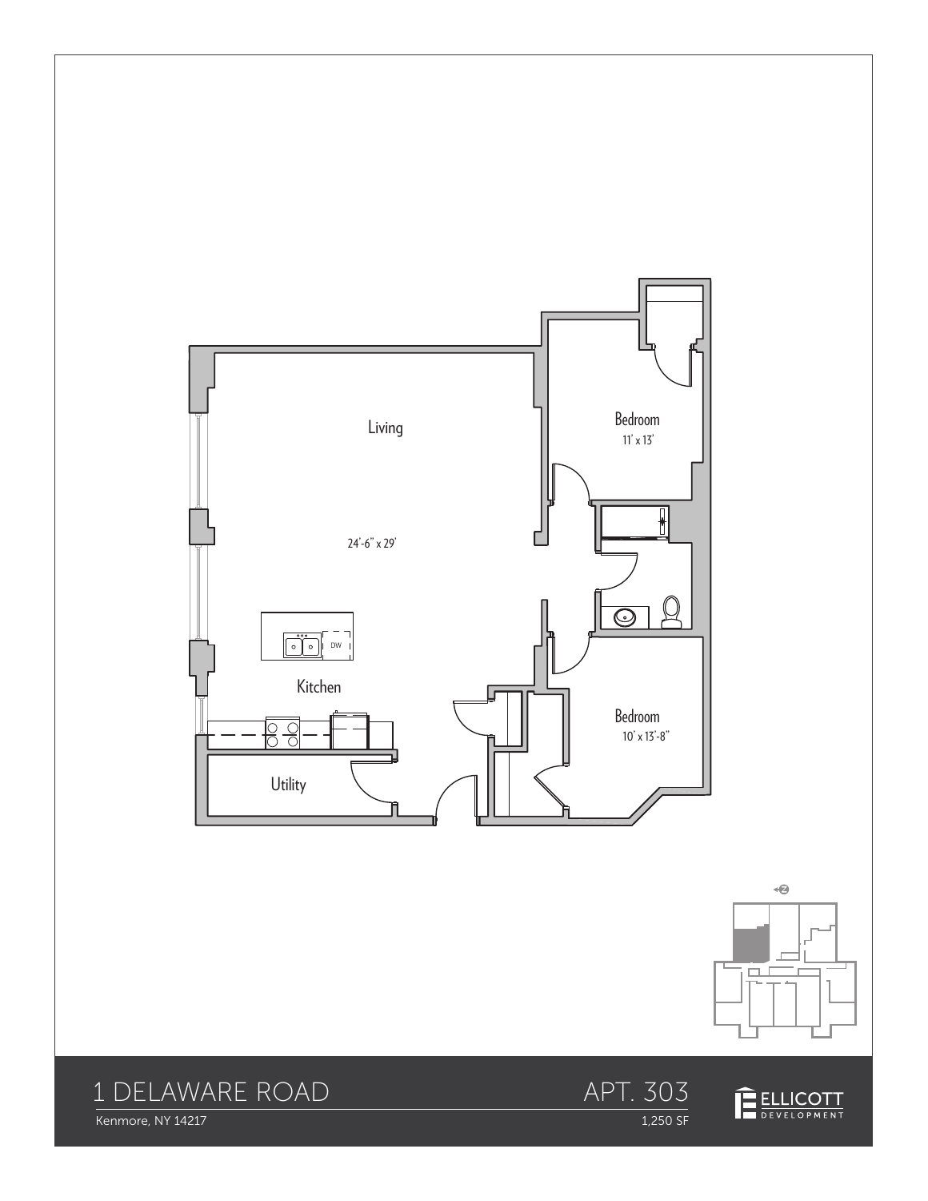Living

24'-6" x 29'

Bedroom

11' x 13'

DW

Kitchen

Bedroom

10' x 13'-8"

Utility

1 DELAWARE ROAD

Kenmore, NY 14217

APT. 303

1,250 SF

ELLICOTT DEVELOPMENT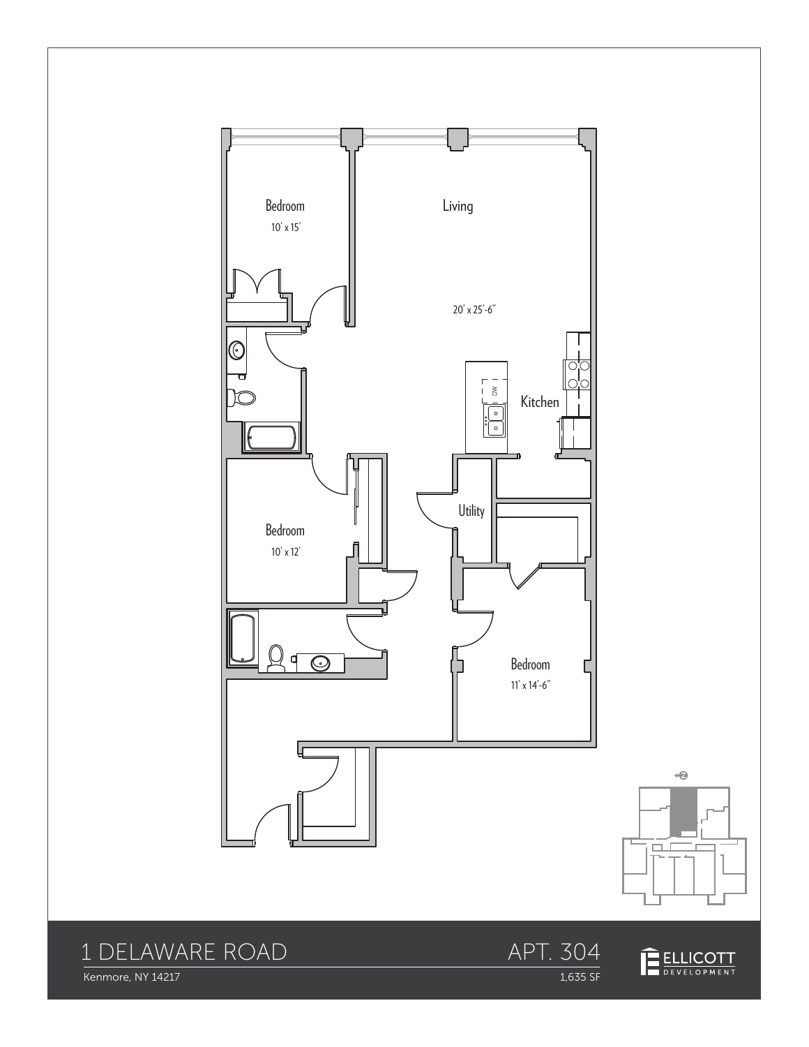Bedroom
10' x 15'

Living

20' x 25'-6"

Kitchen

DW

Utility

Bedroom
10' x 12'

Bedroom
11' x 14'-6"

# 1 DELAWARE ROAD

Kenmore, NY 14217

## APT. 304

1,635 SF

ELLICOTT DEVELOPMENT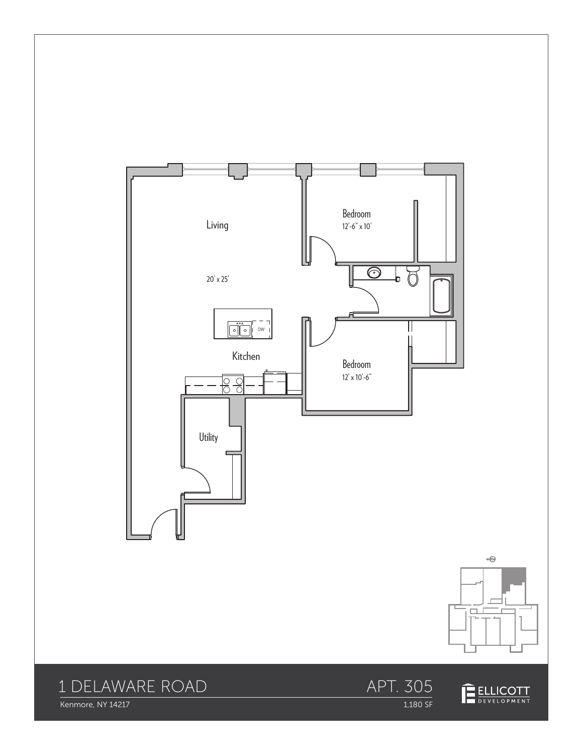Living

20' x 25'

Kitchen

DW

Bedroom
12'-6" x 10'

Bedroom
12' x 10'-6"

Utility

# 1 DELAWARE ROAD

Kenmore, NY 14217

## APT. 305

1,180 SF

ELLICOTT DEVELOPMENT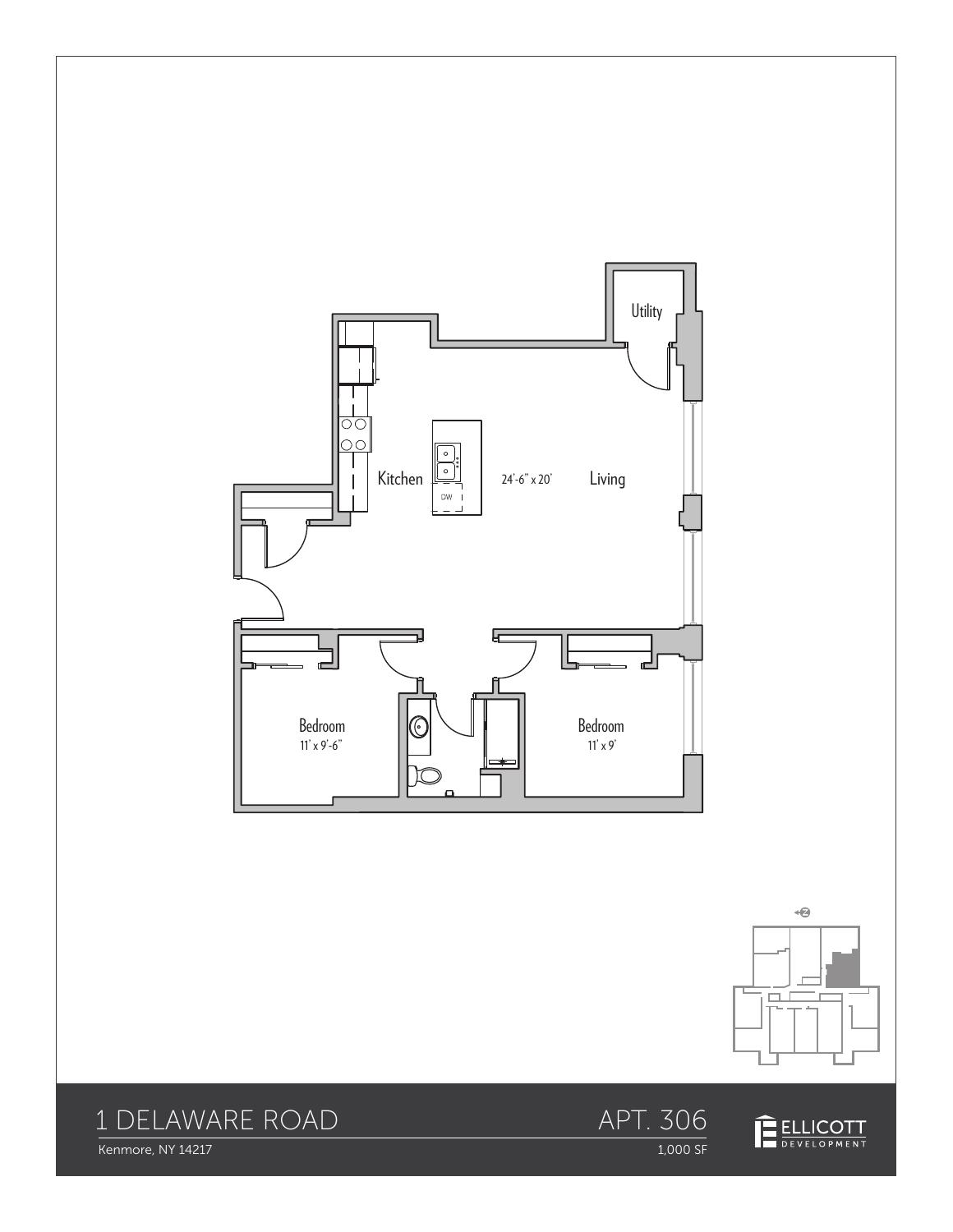Utility

Kitchen

24'-6" x 20'

Living

DW

Bedroom
11' x 9'-6"

Bedroom
11' x 9'

# 1 DELAWARE ROAD

Kenmore, NY 14217

# APT. 306

1,000 SF

ELLICOTT DEVELOPMENT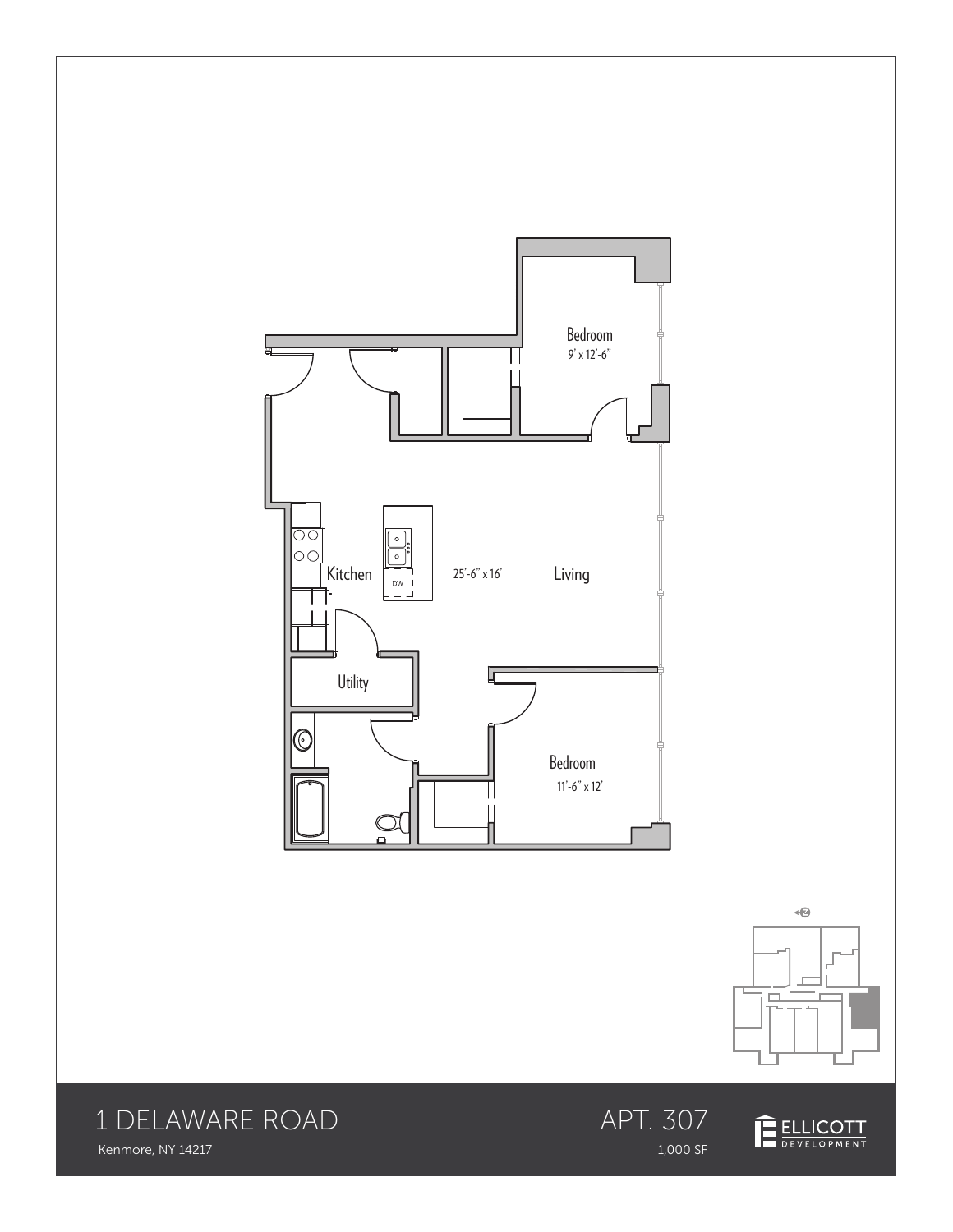Bedroom
9' x 12'-6"

Kitchen

25'-6" x 16'

Living

DW

Utility

Bedroom
11'-6" x 12'

# 1 DELAWARE ROAD

Kenmore, NY 14217

## APT. 307

1,000 SF

ELLICOTT DEVELOPMENT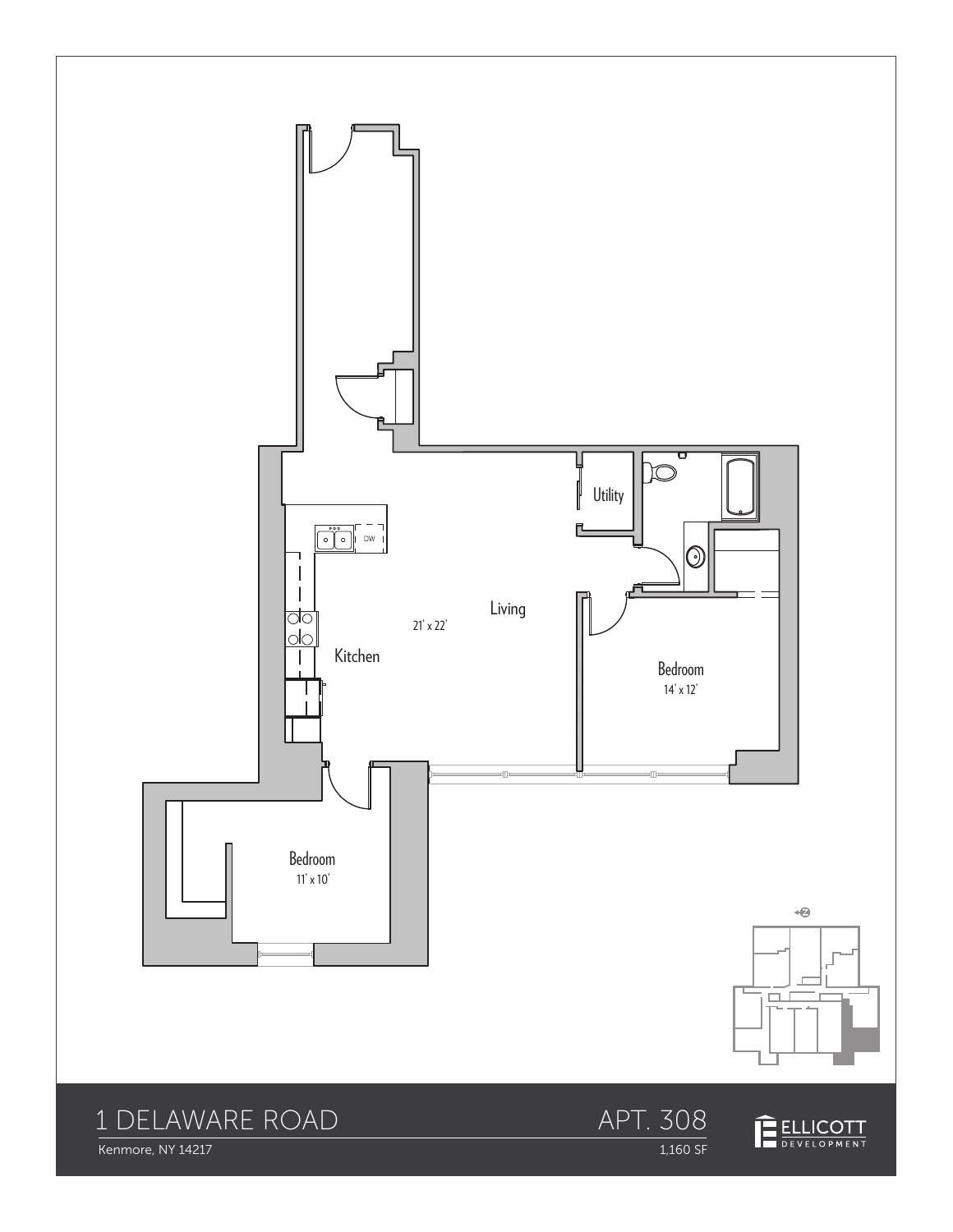Utility

Living

21' x 22'

Kitchen

DW

Bedroom

14' x 12'

Bedroom

11' x 10'

# 1 DELAWARE ROAD

Kenmore, NY 14217

## APT. 308

1,160 SF

ELLICOTT DEVELOPMENT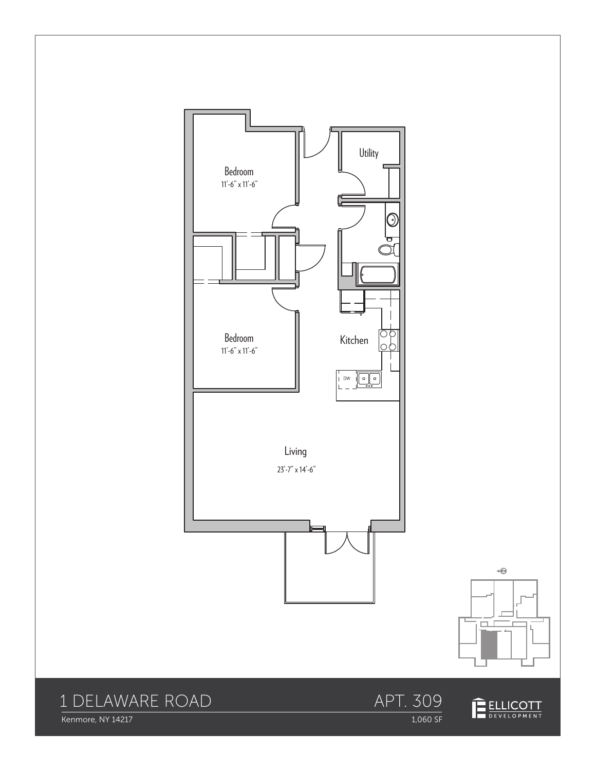Bedroom
11'-6" x 11'-6"

Utility

Bedroom
11'-6" x 11'-6"

Kitchen

DW

Living
23'-7" x 14'-6"

# 1 DELAWARE ROAD

Kenmore, NY 14217

## APT. 309

1,060 SF

ELLICOTT DEVELOPMENT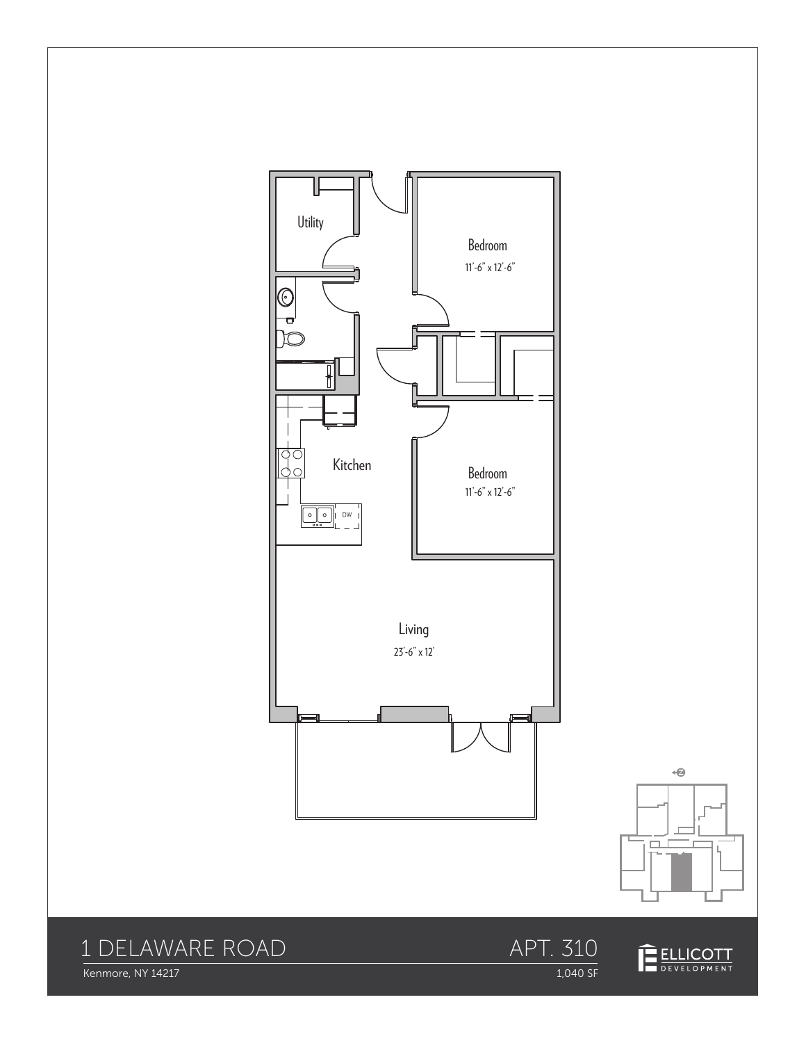Utility

Bedroom

11'-6" x 12'-6"

Kitchen

DW

Bedroom

11'-6" x 12'-6"

Living

23'-6" x 12'

# 1 DELAWARE ROAD

Kenmore, NY 14217

## APT. 310

1,040 SF

ELLICOTT DEVELOPMENT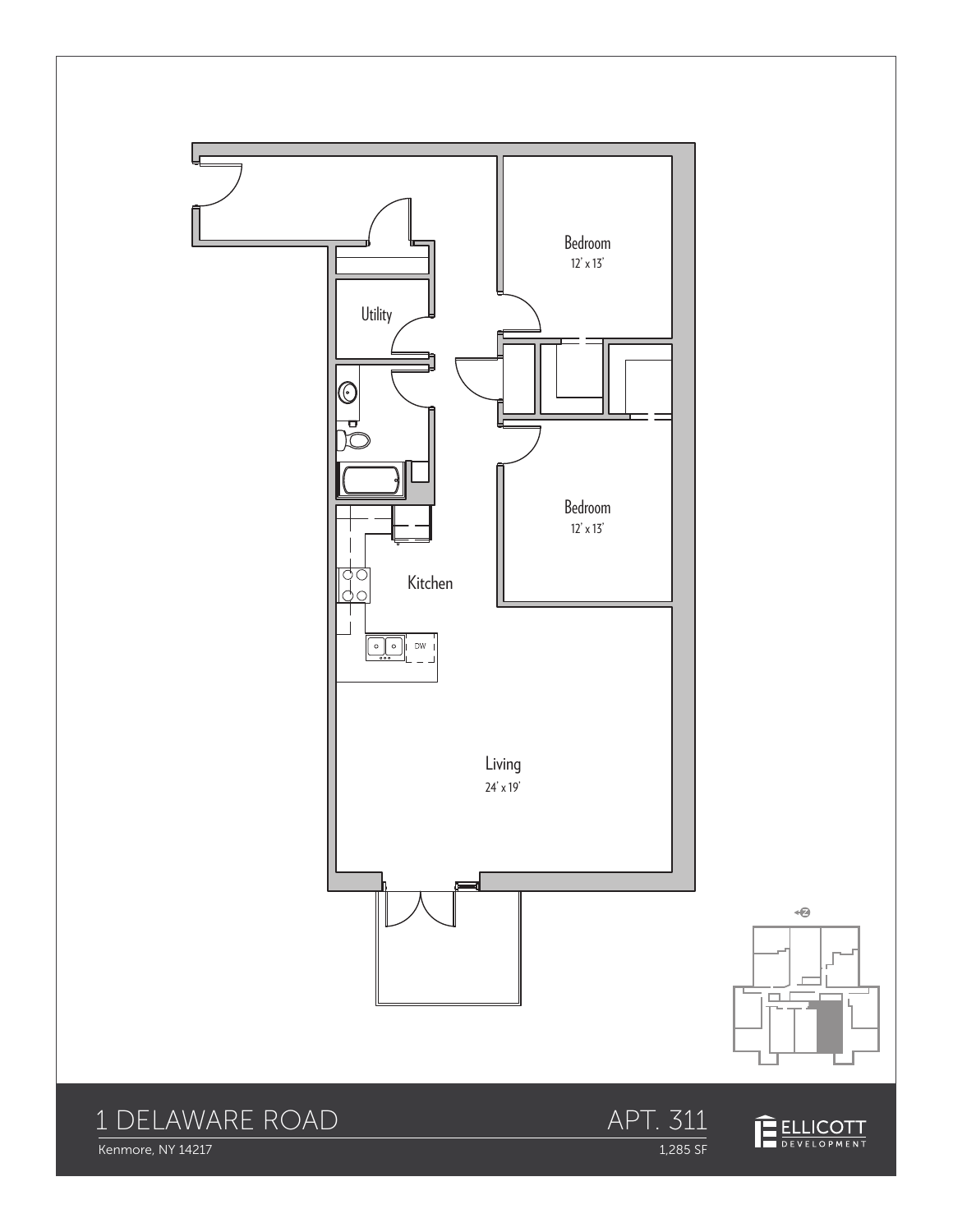Bedroom
12' x 13'

Utility

Bedroom
12' x 13'

Kitchen

DW

Living
24' x 19'

1 DELAWARE ROAD

Kenmore, NY 14217

APT. 311

1,285 SF

ELLICOTT DEVELOPMENT